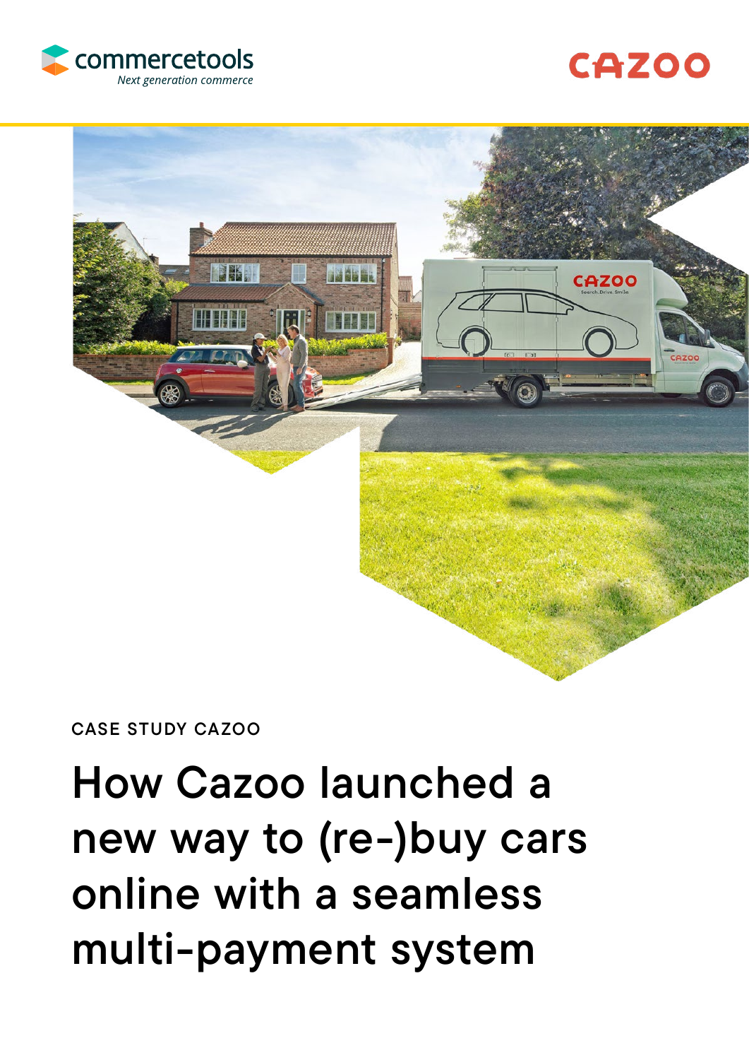commercetools
*Next generation commerce*

CAZOO

CASE STUDY CAZOO

# How Cazoo launched a new way to (re-)buy cars online with a seamless multi-payment system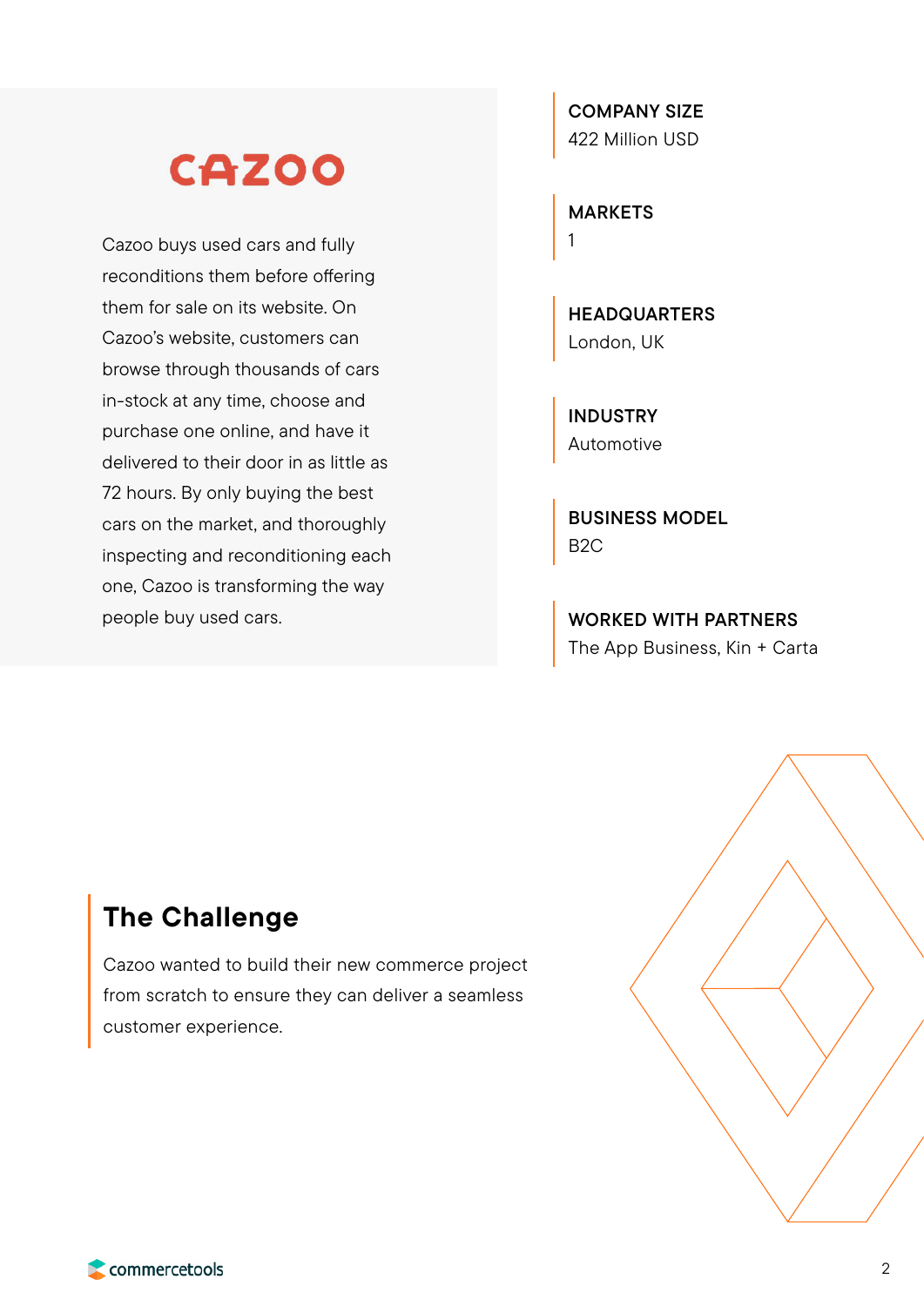# CAZOO

Cazoo buys used cars and fully reconditions them before offering them for sale on its website. On Cazoo's website, customers can browse through thousands of cars in-stock at any time, choose and purchase one online, and have it delivered to their door in as little as 72 hours. By only buying the best cars on the market, and thoroughly inspecting and reconditioning each one, Cazoo is transforming the way people buy used cars.

**COMPANY SIZE**
422 Million USD

**MARKETS**
1

**HEADQUARTERS**
London, UK

**INDUSTRY**
Automotive

**BUSINESS MODEL**
B2C

**WORKED WITH PARTNERS**
The App Business, Kin + Carta

## The Challenge

Cazoo wanted to build their new commerce project from scratch to ensure they can deliver a seamless customer experience.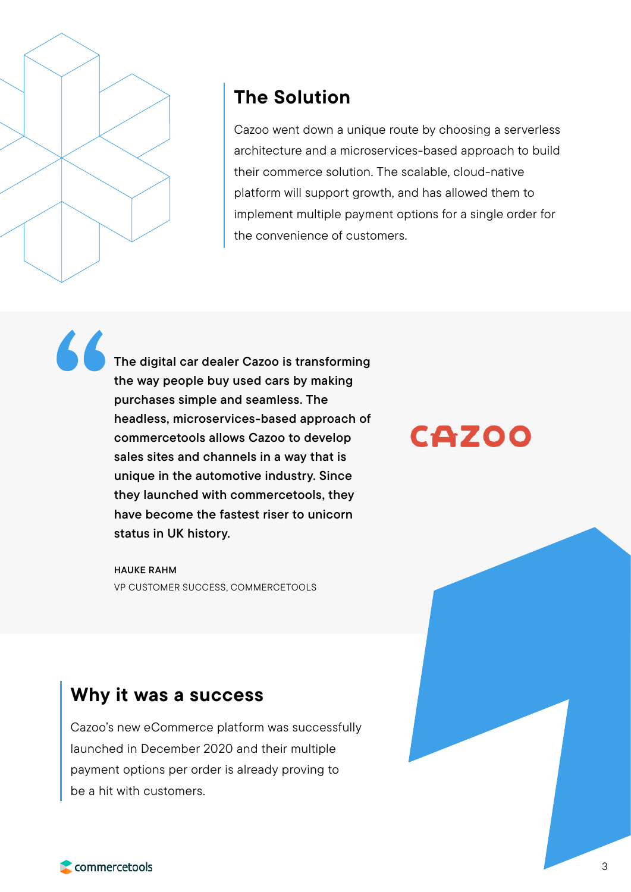## The Solution

Cazoo went down a unique route by choosing a serverless architecture and a microservices-based approach to build their commerce solution. The scalable, cloud-native platform will support growth, and has allowed them to implement multiple payment options for a single order for the convenience of customers.

> **The digital car dealer Cazoo is transforming the way people buy used cars by making purchases simple and seamless. The headless, microservices-based approach of commercetools allows Cazoo to develop sales sites and channels in a way that is unique in the automotive industry. Since they launched with commercetools, they have become the fastest riser to unicorn status in UK history.**
>
> **HAUKE RAHM**
> VP CUSTOMER SUCCESS, COMMERCETOOLS

CAZOO

## Why it was a success

Cazoo's new eCommerce platform was successfully launched in December 2020 and their multiple payment options per order is already proving to be a hit with customers.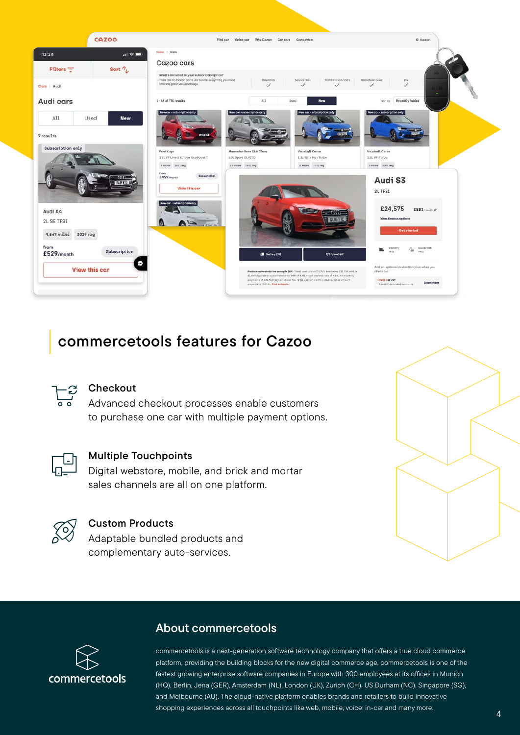## commercetools features for Cazoo

### Checkout

Advanced checkout processes enable customers to purchase one car with multiple payment options.

### Multiple Touchpoints

Digital webstore, mobile, and brick and mortar sales channels are all on one platform.

### Custom Products

Adaptable bundled products and complementary auto-services.

## About commercetools

commercetools

commercetools is a next-generation software technology company that offers a true cloud commerce platform, providing the building blocks for the new digital commerce age. commercetools is one of the fastest growing enterprise software companies in Europe with 300 employees at its offices in Munich (HQ), Berlin, Jena (GER), Amsterdam (NL), London (UK), Zurich (CH), US Durham (NC), Singapore (SG), and Melbourne (AU). The cloud-native platform enables brands and retailers to build innovative shopping experiences across all touchpoints like web, mobile, voice, in-car and many more.